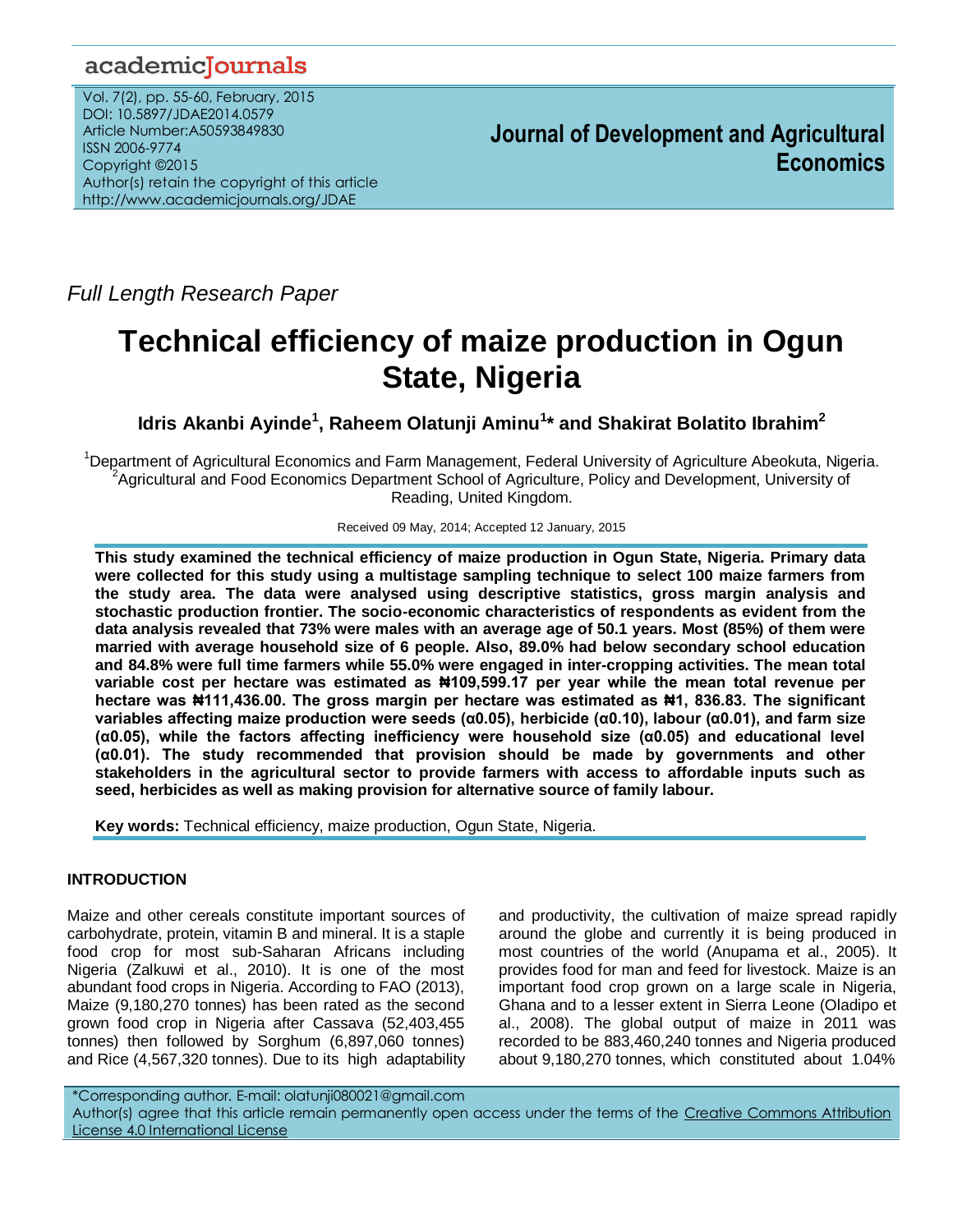*Full Length Research Paper*

# Technical efficiency of maize production in Ogun State, Nigeria

**Idris Akanbi Ayinde[1], Raheem Olatunji Aminu[1]\* and Shakirat Bolatito Ibrahim[2]**

[1]Department of Agricultural Economics and Farm Management, Federal University of Agriculture Abeokuta, Nigeria.
[2]Agricultural and Food Economics Department School of Agriculture, Policy and Development, University of Reading, United Kingdom.

Received 09 May, 2014; Accepted 12 January, 2015

**This study examined the technical efficiency of maize production in Ogun State, Nigeria. Primary data were collected for this study using a multistage sampling technique to select 100 maize farmers from the study area. The data were analysed using descriptive statistics, gross margin analysis and stochastic production frontier. The socio-economic characteristics of respondents as evident from the data analysis revealed that 73% were males with an average age of 50.1 years. Most (85%) of them were married with average household size of 6 people. Also, 89.0% had below secondary school education and 84.8% were full time farmers while 55.0% were engaged in inter-cropping activities. The mean total variable cost per hectare was estimated as ₦109,599.17 per year while the mean total revenue per hectare was ₦111,436.00. The gross margin per hectare was estimated as ₦1, 836.83. The significant variables affecting maize production were seeds (α0.05), herbicide (α0.10), labour (α0.01), and farm size (α0.05), while the factors affecting inefficiency were household size (α0.05) and educational level (α0.01). The study recommended that provision should be made by governments and other stakeholders in the agricultural sector to provide farmers with access to affordable inputs such as seed, herbicides as well as making provision for alternative source of family labour.**

**Key words:** Technical efficiency, maize production, Ogun State, Nigeria.

## INTRODUCTION

Maize and other cereals constitute important sources of carbohydrate, protein, vitamin B and mineral. It is a staple food crop for most sub-Saharan Africans including Nigeria (Zalkuwi et al., 2010). It is one of the most abundant food crops in Nigeria. According to FAO (2013), Maize (9,180,270 tonnes) has been rated as the second grown food crop in Nigeria after Cassava (52,403,455 tonnes) then followed by Sorghum (6,897,060 tonnes) and Rice (4,567,320 tonnes). Due to its high adaptability and productivity, the cultivation of maize spread rapidly around the globe and currently it is being produced in most countries of the world (Anupama et al., 2005). It provides food for man and feed for livestock. Maize is an important food crop grown on a large scale in Nigeria, Ghana and to a lesser extent in Sierra Leone (Oladipo et al., 2008). The global output of maize in 2011 was recorded to be 883,460,240 tonnes and Nigeria produced about 9,180,270 tonnes, which constituted about 1.04%

\*Corresponding author. E-mail: olatunji080021@gmail.com
Author(s) agree that this article remain permanently open access under the terms of the Creative Commons Attribution License 4.0 International License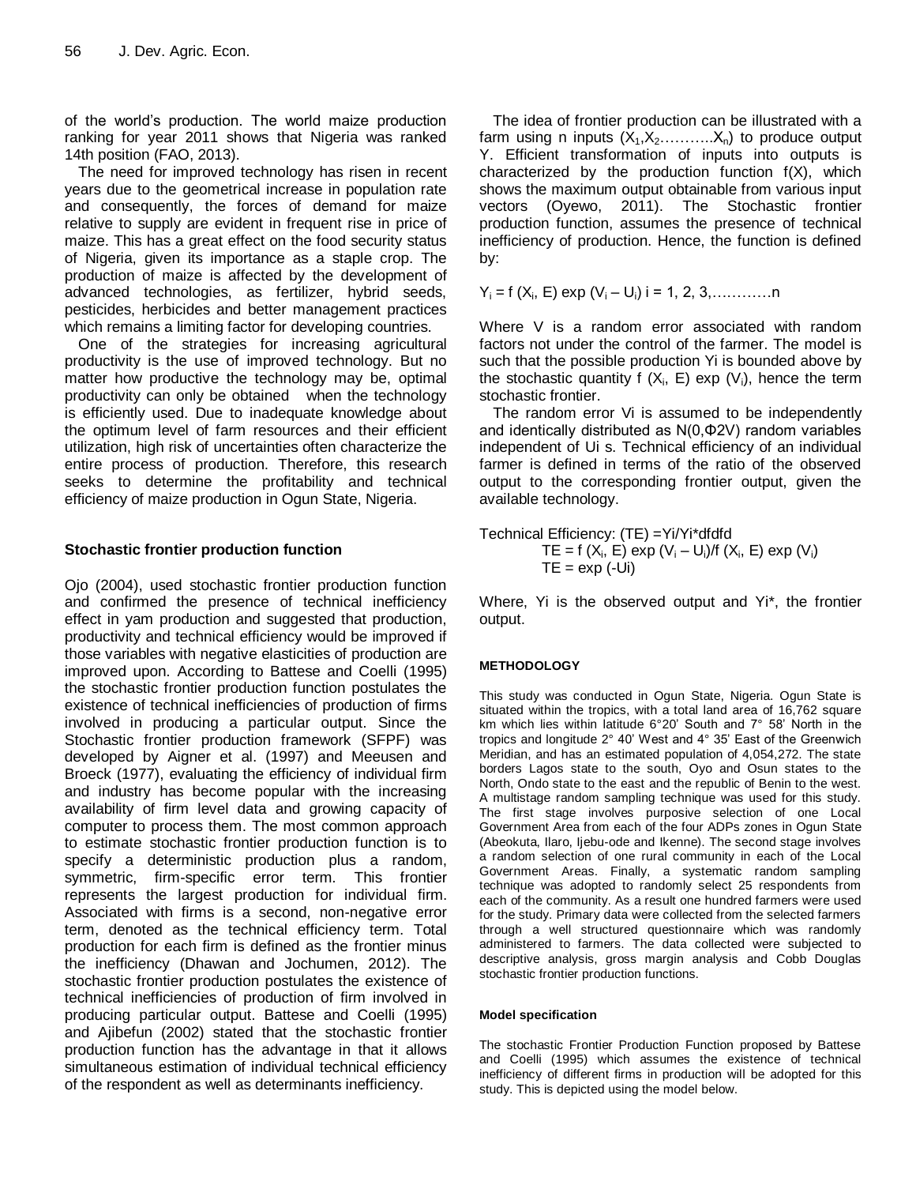of the world's production. The world maize production ranking for year 2011 shows that Nigeria was ranked 14th position (FAO, 2013).

The need for improved technology has risen in recent years due to the geometrical increase in population rate and consequently, the forces of demand for maize relative to supply are evident in frequent rise in price of maize. This has a great effect on the food security status of Nigeria, given its importance as a staple crop. The production of maize is affected by the development of advanced technologies, as fertilizer, hybrid seeds, pesticides, herbicides and better management practices which remains a limiting factor for developing countries.

One of the strategies for increasing agricultural productivity is the use of improved technology. But no matter how productive the technology may be, optimal productivity can only be obtained when the technology is efficiently used. Due to inadequate knowledge about the optimum level of farm resources and their efficient utilization, high risk of uncertainties often characterize the entire process of production. Therefore, this research seeks to determine the profitability and technical efficiency of maize production in Ogun State, Nigeria.

## Stochastic frontier production function

Ojo (2004), used stochastic frontier production function and confirmed the presence of technical inefficiency effect in yam production and suggested that production, productivity and technical efficiency would be improved if those variables with negative elasticities of production are improved upon. According to Battese and Coelli (1995) the stochastic frontier production function postulates the existence of technical inefficiencies of production of firms involved in producing a particular output. Since the Stochastic frontier production framework (SFPF) was developed by Aigner et al. (1997) and Meeusen and Broeck (1977), evaluating the efficiency of individual firm and industry has become popular with the increasing availability of firm level data and growing capacity of computer to process them. The most common approach to estimate stochastic frontier production function is to specify a deterministic production plus a random, symmetric, firm-specific error term. This frontier represents the largest production for individual firm. Associated with firms is a second, non-negative error term, denoted as the technical efficiency term. Total production for each firm is defined as the frontier minus the inefficiency (Dhawan and Jochumen, 2012). The stochastic frontier production postulates the existence of technical inefficiencies of production of firm involved in producing particular output. Battese and Coelli (1995) and Ajibefun (2002) stated that the stochastic frontier production function has the advantage in that it allows simultaneous estimation of individual technical efficiency of the respondent as well as determinants inefficiency.

The idea of frontier production can be illustrated with a farm using n inputs ($X_1, X_2 \ldots\ldots\ldots X_n$) to produce output Y. Efficient transformation of inputs into outputs is characterized by the production function f(X), which shows the maximum output obtainable from various input vectors (Oyewo, 2011). The Stochastic frontier production function, assumes the presence of technical inefficiency of production. Hence, the function is defined by:

$$Y_i = f(X_i, E) \exp(V_i - U_i) \quad i = 1, 2, 3, \ldots\ldots\ldots n$$

Where V is a random error associated with random factors not under the control of the farmer. The model is such that the possible production Yi is bounded above by the stochastic quantity f ($X_i$, E) exp ($V_i$), hence the term stochastic frontier.

The random error Vi is assumed to be independently and identically distributed as N(0,Φ2V) random variables independent of Ui s. Technical efficiency of an individual farmer is defined in terms of the ratio of the observed output to the corresponding frontier output, given the available technology.

Technical Efficiency: (TE) =Yi/Yi*dfdfd

$$TE = f(X_i, E) \exp(V_i - U_i) / f(X_i, E) \exp(V_i)$$

$$TE = \exp(-Ui)$$

Where, Yi is the observed output and Yi*, the frontier output.

## METHODOLOGY

This study was conducted in Ogun State, Nigeria. Ogun State is situated within the tropics, with a total land area of 16,762 square km which lies within latitude 6°20' South and 7° 58' North in the tropics and longitude 2° 40' West and 4° 35' East of the Greenwich Meridian, and has an estimated population of 4,054,272. The state borders Lagos state to the south, Oyo and Osun states to the North, Ondo state to the east and the republic of Benin to the west. A multistage random sampling technique was used for this study. The first stage involves purposive selection of one Local Government Area from each of the four ADPs zones in Ogun State (Abeokuta, Ilaro, Ijebu-ode and Ikenne). The second stage involves a random selection of one rural community in each of the Local Government Areas. Finally, a systematic random sampling technique was adopted to randomly select 25 respondents from each of the community. As a result one hundred farmers were used for the study. Primary data were collected from the selected farmers through a well structured questionnaire which was randomly administered to farmers. The data collected were subjected to descriptive analysis, gross margin analysis and Cobb Douglas stochastic frontier production functions.

### Model specification

The stochastic Frontier Production Function proposed by Battese and Coelli (1995) which assumes the existence of technical inefficiency of different firms in production will be adopted for this study. This is depicted using the model below.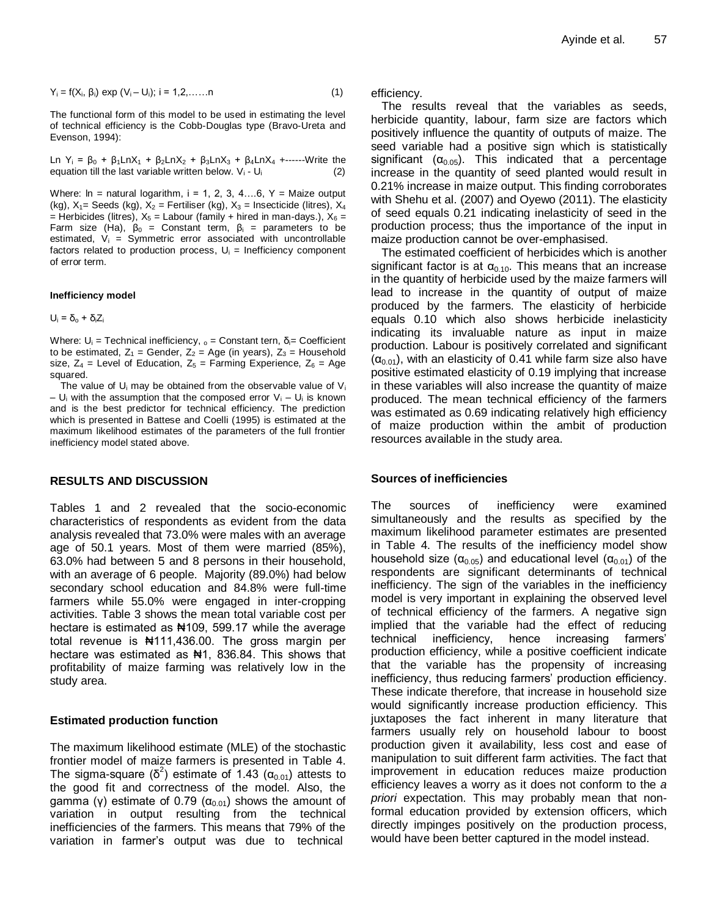$$Y_i = f(X_i, \beta_i) \exp (V_i – U_i); i = 1,2,……n \quad (1)$$

The functional form of this model to be used in estimating the level of technical efficiency is the Cobb-Douglas type (Bravo-Ureta and Evenson, 1994):

$$\text{Ln } Y_i = \beta_0 + \beta_1 \text{Ln} X_1 + \beta_2 \text{Ln} X_2 + \beta_3 \text{Ln} X_3 + \beta_4 \text{Ln} X_4 + \text{------Write the equation till the last variable written below. } V_i - U_i \quad (2)$$

Where: ln = natural logarithm, i = 1, 2, 3, 4….6, Y = Maize output (kg), $X_1$= Seeds (kg), $X_2$ = Fertiliser (kg), $X_3$ = Insecticide (litres), $X_4$ = Herbicides (litres), $X_5$ = Labour (family + hired in man-days.), $X_6$ = Farm size (Ha), $\beta_0$ = Constant term, $\beta_i$ = parameters to be estimated, $V_i$ = Symmetric error associated with uncontrollable factors related to production process, $U_i$ = Inefficiency component of error term.

#### Inefficiency model

$$U_i = \delta_o + \delta_i Z_i$$

Where: $U_i$ = Technical inefficiency, $_o$ = Constant tern, $\delta_i$= Coefficient to be estimated, $Z_1$ = Gender, $Z_2$ = Age (in years), $Z_3$ = Household size, $Z_4$ = Level of Education, $Z_5$ = Farming Experience, $Z_6$ = Age squared.

The value of $U_i$ may be obtained from the observable value of $V_i – U_i$ with the assumption that the composed error $V_i – U_i$ is known and is the best predictor for technical efficiency. The prediction which is presented in Battese and Coelli (1995) is estimated at the maximum likelihood estimates of the parameters of the full frontier inefficiency model stated above.

## RESULTS AND DISCUSSION

Tables 1 and 2 revealed that the socio-economic characteristics of respondents as evident from the data analysis revealed that 73.0% were males with an average age of 50.1 years. Most of them were married (85%), 63.0% had between 5 and 8 persons in their household, with an average of 6 people. Majority (89.0%) had below secondary school education and 84.8% were full-time farmers while 55.0% were engaged in inter-cropping activities. Table 3 shows the mean total variable cost per hectare is estimated as ₦109, 599.17 while the average total revenue is ₦111,436.00. The gross margin per hectare was estimated as ₦1, 836.84. This shows that profitability of maize farming was relatively low in the study area.

### Estimated production function

The maximum likelihood estimate (MLE) of the stochastic frontier model of maize farmers is presented in Table 4. The sigma-square ($\delta^2$) estimate of 1.43 ($\alpha_{0.01}$) attests to the good fit and correctness of the model. Also, the gamma (γ) estimate of 0.79 ($\alpha_{0.01}$) shows the amount of variation in output resulting from the technical inefficiencies of the farmers. This means that 79% of the variation in farmer's output was due to technical efficiency.

The results reveal that the variables as seeds, herbicide quantity, labour, farm size are factors which positively influence the quantity of outputs of maize. The seed variable had a positive sign which is statistically significant ($\alpha_{0.05}$). This indicated that a percentage increase in the quantity of seed planted would result in 0.21% increase in maize output. This finding corroborates with Shehu et al. (2007) and Oyewo (2011). The elasticity of seed equals 0.21 indicating inelasticity of seed in the production process; thus the importance of the input in maize production cannot be over-emphasised.

The estimated coefficient of herbicides which is another significant factor is at $\alpha_{0.10}$. This means that an increase in the quantity of herbicide used by the maize farmers will lead to increase in the quantity of output of maize produced by the farmers. The elasticity of herbicide equals 0.10 which also shows herbicide inelasticity indicating its invaluable nature as input in maize production. Labour is positively correlated and significant ($\alpha_{0.01}$), with an elasticity of 0.41 while farm size also have positive estimated elasticity of 0.19 implying that increase in these variables will also increase the quantity of maize produced. The mean technical efficiency of the farmers was estimated as 0.69 indicating relatively high efficiency of maize production within the ambit of production resources available in the study area.

### Sources of inefficiencies

The sources of inefficiency were examined simultaneously and the results as specified by the maximum likelihood parameter estimates are presented in Table 4. The results of the inefficiency model show household size ($\alpha_{0.05}$) and educational level ($\alpha_{0.01}$) of the respondents are significant determinants of technical inefficiency. The sign of the variables in the inefficiency model is very important in explaining the observed level of technical efficiency of the farmers. A negative sign implied that the variable had the effect of reducing technical inefficiency, hence increasing farmers' production efficiency, while a positive coefficient indicate that the variable has the propensity of increasing inefficiency, thus reducing farmers' production efficiency. These indicate therefore, that increase in household size would significantly increase production efficiency. This juxtaposes the fact inherent in many literature that farmers usually rely on household labour to boost production given it availability, less cost and ease of manipulation to suit different farm activities. The fact that improvement in education reduces maize production efficiency leaves a worry as it does not conform to the *a priori* expectation. This may probably mean that non-formal education provided by extension officers, which directly impinges positively on the production process, would have been better captured in the model instead.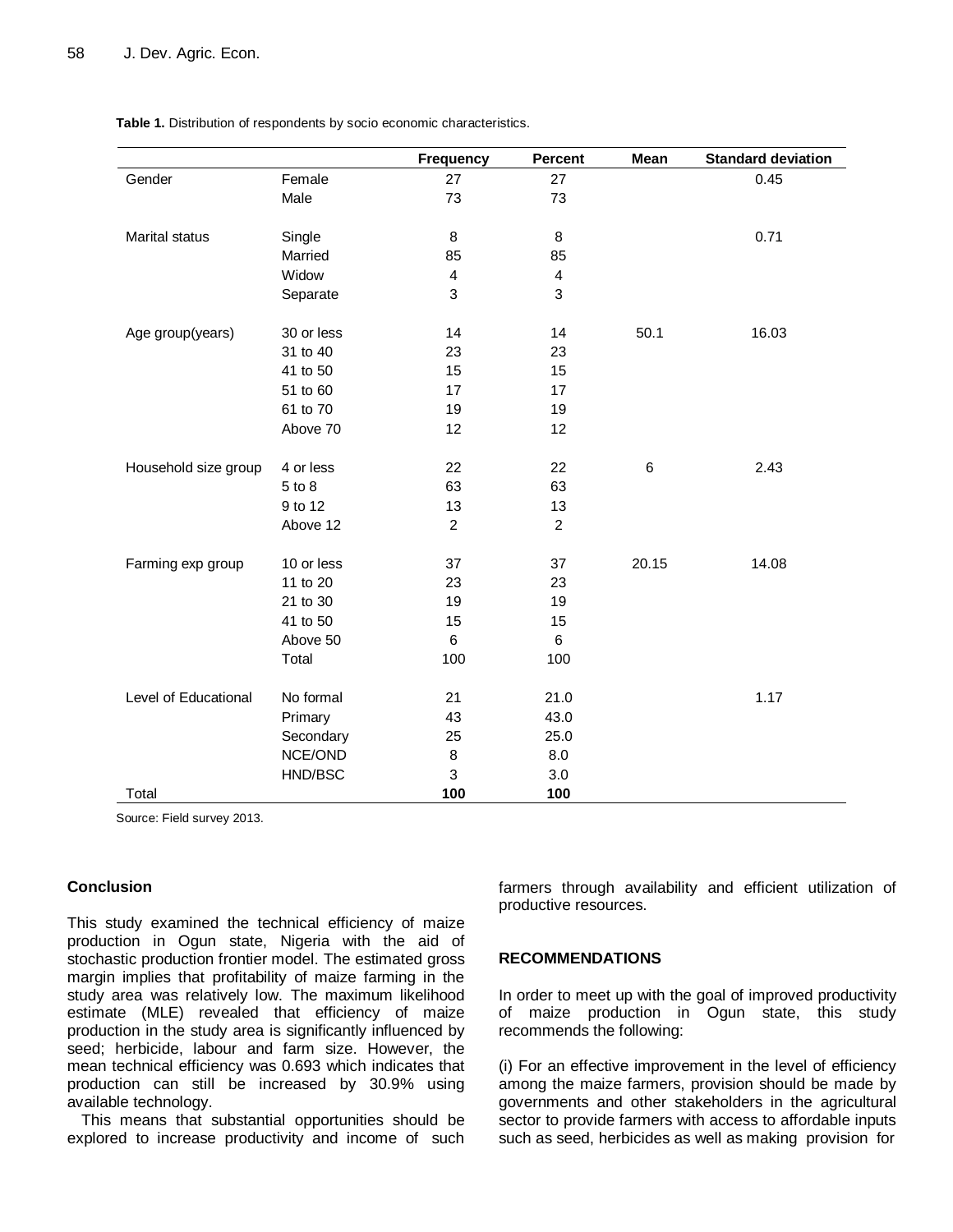**Table 1.** Distribution of respondents by socio economic characteristics.

| | | Frequency | Percent | Mean | Standard deviation |
|---|---|---|---|---|---|
| Gender | Female | 27 | 27 | | 0.45 |
| | Male | 73 | 73 | | |
| Marital status | Single | 8 | 8 | | 0.71 |
| | Married | 85 | 85 | | |
| | Widow | 4 | 4 | | |
| | Separate | 3 | 3 | | |
| Age group(years) | 30 or less | 14 | 14 | 50.1 | 16.03 |
| | 31 to 40 | 23 | 23 | | |
| | 41 to 50 | 15 | 15 | | |
| | 51 to 60 | 17 | 17 | | |
| | 61 to 70 | 19 | 19 | | |
| | Above 70 | 12 | 12 | | |
| Household size group | 4 or less | 22 | 22 | 6 | 2.43 |
| | 5 to 8 | 63 | 63 | | |
| | 9 to 12 | 13 | 13 | | |
| | Above 12 | 2 | 2 | | |
| Farming exp group | 10 or less | 37 | 37 | 20.15 | 14.08 |
| | 11 to 20 | 23 | 23 | | |
| | 21 to 30 | 19 | 19 | | |
| | 41 to 50 | 15 | 15 | | |
| | Above 50 | 6 | 6 | | |
| | Total | 100 | 100 | | |
| Level of Educational | No formal | 21 | 21.0 | | 1.17 |
| | Primary | 43 | 43.0 | | |
| | Secondary | 25 | 25.0 | | |
| | NCE/OND | 8 | 8.0 | | |
| | HND/BSC | 3 | 3.0 | | |
| Total | | **100** | **100** | | |

Source: Field survey 2013.

## Conclusion

This study examined the technical efficiency of maize production in Ogun state, Nigeria with the aid of stochastic production frontier model. The estimated gross margin implies that profitability of maize farming in the study area was relatively low. The maximum likelihood estimate (MLE) revealed that efficiency of maize production in the study area is significantly influenced by seed; herbicide, labour and farm size. However, the mean technical efficiency was 0.693 which indicates that production can still be increased by 30.9% using available technology.

This means that substantial opportunities should be explored to increase productivity and income of such farmers through availability and efficient utilization of productive resources.

## RECOMMENDATIONS

In order to meet up with the goal of improved productivity of maize production in Ogun state, this study recommends the following:

(i) For an effective improvement in the level of efficiency among the maize farmers, provision should be made by governments and other stakeholders in the agricultural sector to provide farmers with access to affordable inputs such as seed, herbicides as well as making provision for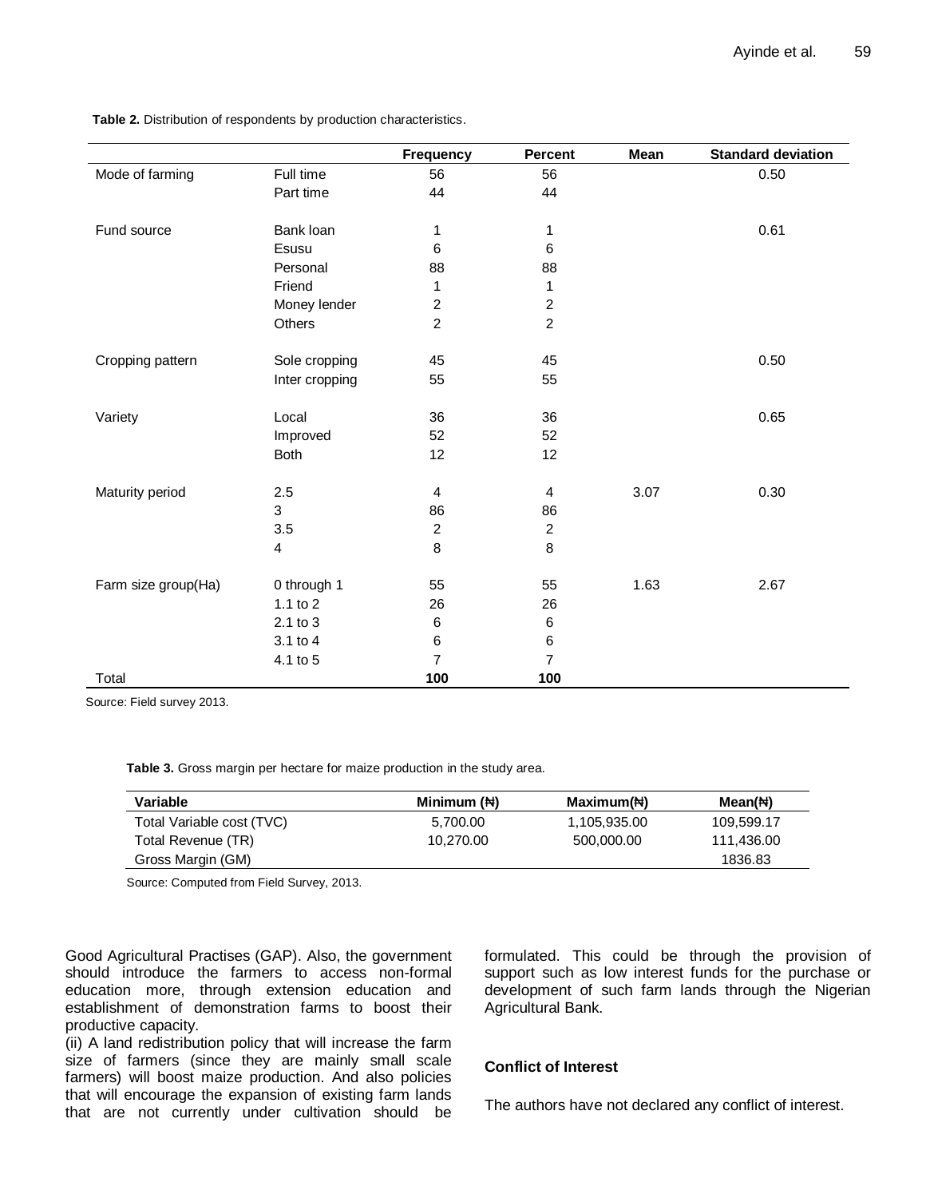**Table 2.** Distribution of respondents by production characteristics.

| | | Frequency | Percent | Mean | Standard deviation |
|---|---|---|---|---|---|
| Mode of farming | Full time | 56 | 56 | | 0.50 |
| | Part time | 44 | 44 | | |
| Fund source | Bank loan | 1 | 1 | | 0.61 |
| | Esusu | 6 | 6 | | |
| | Personal | 88 | 88 | | |
| | Friend | 1 | 1 | | |
| | Money lender | 2 | 2 | | |
| | Others | 2 | 2 | | |
| Cropping pattern | Sole cropping | 45 | 45 | | 0.50 |
| | Inter cropping | 55 | 55 | | |
| Variety | Local | 36 | 36 | | 0.65 |
| | Improved | 52 | 52 | | |
| | Both | 12 | 12 | | |
| Maturity period | 2.5 | 4 | 4 | 3.07 | 0.30 |
| | 3 | 86 | 86 | | |
| | 3.5 | 2 | 2 | | |
| | 4 | 8 | 8 | | |
| Farm size group(Ha) | 0 through 1 | 55 | 55 | 1.63 | 2.67 |
| | 1.1 to 2 | 26 | 26 | | |
| | 2.1 to 3 | 6 | 6 | | |
| | 3.1 to 4 | 6 | 6 | | |
| | 4.1 to 5 | 7 | 7 | | |
| Total | | **100** | **100** | | |

Source: Field survey 2013.

**Table 3.** Gross margin per hectare for maize production in the study area.

| Variable | Minimum (₦) | Maximum(₦) | Mean(₦) |
|---|---|---|---|
| Total Variable cost (TVC) | 5,700.00 | 1,105,935.00 | 109,599.17 |
| Total Revenue (TR) | 10,270.00 | 500,000.00 | 111,436.00 |
| Gross Margin (GM) | | | 1836.83 |

Source: Computed from Field Survey, 2013.

Good Agricultural Practises (GAP). Also, the government should introduce the farmers to access non-formal education more, through extension education and establishment of demonstration farms to boost their productive capacity.

(ii) A land redistribution policy that will increase the farm size of farmers (since they are mainly small scale farmers) will boost maize production. And also policies that will encourage the expansion of existing farm lands that are not currently under cultivation should be formulated. This could be through the provision of support such as low interest funds for the purchase or development of such farm lands through the Nigerian Agricultural Bank.

## Conflict of Interest

The authors have not declared any conflict of interest.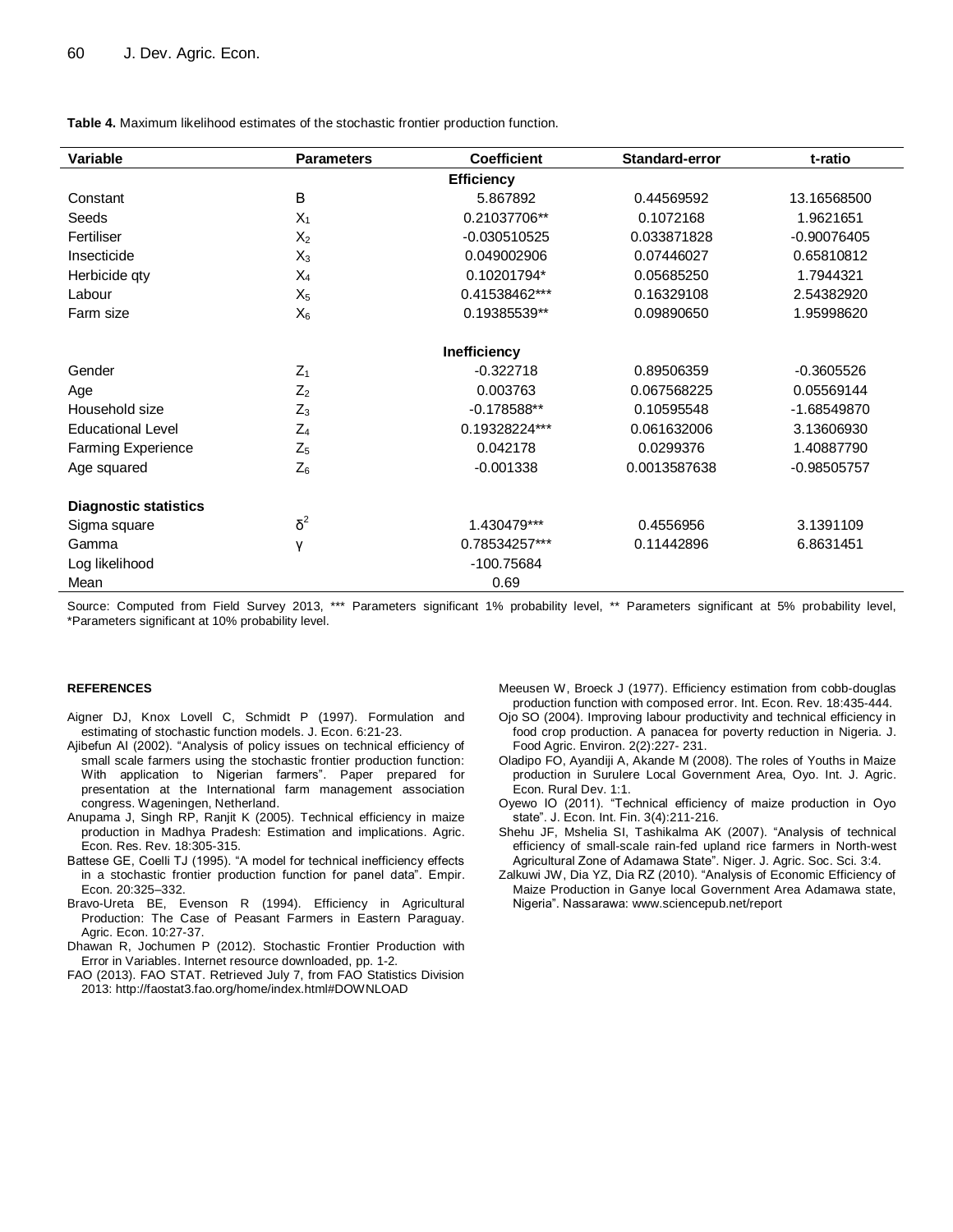**Table 4.** Maximum likelihood estimates of the stochastic frontier production function.

| Variable | Parameters | Coefficient | Standard-error | t-ratio |
|---|---|---|---|---|
| | | **Efficiency** | | |
| Constant | B | 5.867892 | 0.44569592 | 13.16568500 |
| Seeds | $X_1$ | 0.21037706** | 0.1072168 | 1.9621651 |
| Fertiliser | $X_2$ | -0.030510525 | 0.033871828 | -0.90076405 |
| Insecticide | $X_3$ | 0.049002906 | 0.07446027 | 0.65810812 |
| Herbicide qty | $X_4$ | 0.10201794* | 0.05685250 | 1.7944321 |
| Labour | $X_5$ | 0.41538462*** | 0.16329108 | 2.54382920 |
| Farm size | $X_6$ | 0.19385539** | 0.09890650 | 1.95998620 |
| | | **Inefficiency** | | |
| Gender | $Z_1$ | -0.322718 | 0.89506359 | -0.3605526 |
| Age | $Z_2$ | 0.003763 | 0.067568225 | 0.05569144 |
| Household size | $Z_3$ | -0.178588** | 0.10595548 | -1.68549870 |
| Educational Level | $Z_4$ | 0.19328224*** | 0.061632006 | 3.13606930 |
| Farming Experience | $Z_5$ | 0.042178 | 0.0299376 | 1.40887790 |
| Age squared | $Z_6$ | -0.001338 | 0.0013587638 | -0.98505757 |
| **Diagnostic statistics** | | | | |
| Sigma square | $\delta^2$ | 1.430479*** | 0.4556956 | 3.1391109 |
| Gamma | $\gamma$ | 0.78534257*** | 0.11442896 | 6.8631451 |
| Log likelihood | | -100.75684 | | |
| Mean | | 0.69 | | |

Source: Computed from Field Survey 2013, *** Parameters significant 1% probability level, ** Parameters significant at 5% probability level, *Parameters significant at 10% probability level.

## REFERENCES

Aigner DJ, Knox Lovell C, Schmidt P (1997). Formulation and estimating of stochastic function models. J. Econ. 6:21-23.

Ajibefun AI (2002). "Analysis of policy issues on technical efficiency of small scale farmers using the stochastic frontier production function: With application to Nigerian farmers". Paper prepared for presentation at the International farm management association congress. Wageningen, Netherland.

Anupama J, Singh RP, Ranjit K (2005). Technical efficiency in maize production in Madhya Pradesh: Estimation and implications. Agric. Econ. Res. Rev. 18:305-315.

Battese GE, Coelli TJ (1995). "A model for technical inefficiency effects in a stochastic frontier production function for panel data". Empir. Econ. 20:325–332.

Bravo-Ureta BE, Evenson R (1994). Efficiency in Agricultural Production: The Case of Peasant Farmers in Eastern Paraguay. Agric. Econ. 10:27-37.

Dhawan R, Jochumen P (2012). Stochastic Frontier Production with Error in Variables. Internet resource downloaded, pp. 1-2.

FAO (2013). FAO STAT. Retrieved July 7, from FAO Statistics Division 2013: http://faostat3.fao.org/home/index.html#DOWNLOAD

Meeusen W, Broeck J (1977). Efficiency estimation from cobb-douglas production function with composed error. Int. Econ. Rev. 18:435-444.

Ojo SO (2004). Improving labour productivity and technical efficiency in food crop production. A panacea for poverty reduction in Nigeria. J. Food Agric. Environ. 2(2):227- 231.

Oladipo FO, Ayandiji A, Akande M (2008). The roles of Youths in Maize production in Surulere Local Government Area, Oyo. Int. J. Agric. Econ. Rural Dev. 1:1.

Oyewo IO (2011). "Technical efficiency of maize production in Oyo state". J. Econ. Int. Fin. 3(4):211-216.

Shehu JF, Mshelia SI, Tashikalma AK (2007). "Analysis of technical efficiency of small-scale rain-fed upland rice farmers in North-west Agricultural Zone of Adamawa State". Niger. J. Agric. Soc. Sci. 3:4.

Zalkuwi JW, Dia YZ, Dia RZ (2010). "Analysis of Economic Efficiency of Maize Production in Ganye local Government Area Adamawa state, Nigeria". Nassarawa: www.sciencepub.net/report